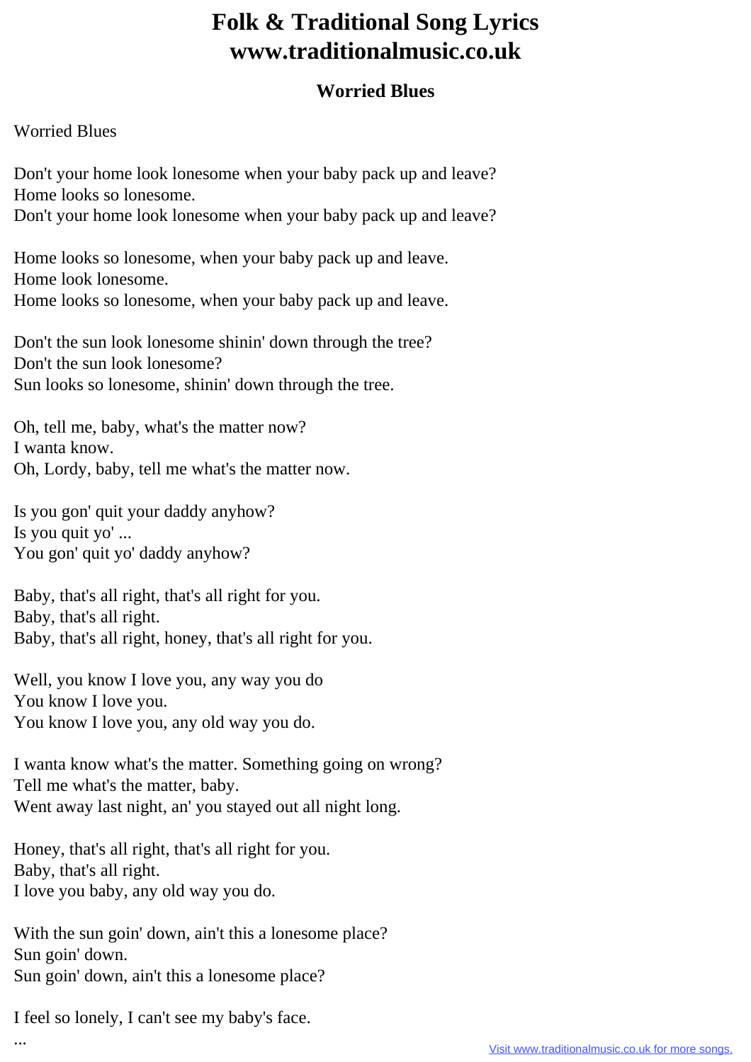# Folk & Traditional Song Lyrics
# www.traditionalmusic.co.uk

## Worried Blues

Worried Blues

Don't your home look lonesome when your baby pack up and leave?
Home looks so lonesome.
Don't your home look lonesome when your baby pack up and leave?

Home looks so lonesome, when your baby pack up and leave.
Home look lonesome.
Home looks so lonesome, when your baby pack up and leave.

Don't the sun look lonesome shinin' down through the tree?
Don't the sun look lonesome?
Sun looks so lonesome, shinin' down through the tree.

Oh, tell me, baby, what's the matter now?
I wanta know.
Oh, Lordy, baby, tell me what's the matter now.

Is you gon' quit your daddy anyhow?
Is you quit yo' ...
You gon' quit yo' daddy anyhow?

Baby, that's all right, that's all right for you.
Baby, that's all right.
Baby, that's all right, honey, that's all right for you.

Well, you know I love you, any way you do
You know I love you.
You know I love you, any old way you do.

I wanta know what's the matter. Something going on wrong?
Tell me what's the matter, baby.
Went away last night, an' you stayed out all night long.

Honey, that's all right, that's all right for you.
Baby, that's all right.
I love you baby, any old way you do.

With the sun goin' down, ain't this a lonesome place?
Sun goin' down.
Sun goin' down, ain't this a lonesome place?

I feel so lonely, I can't see my baby's face.
...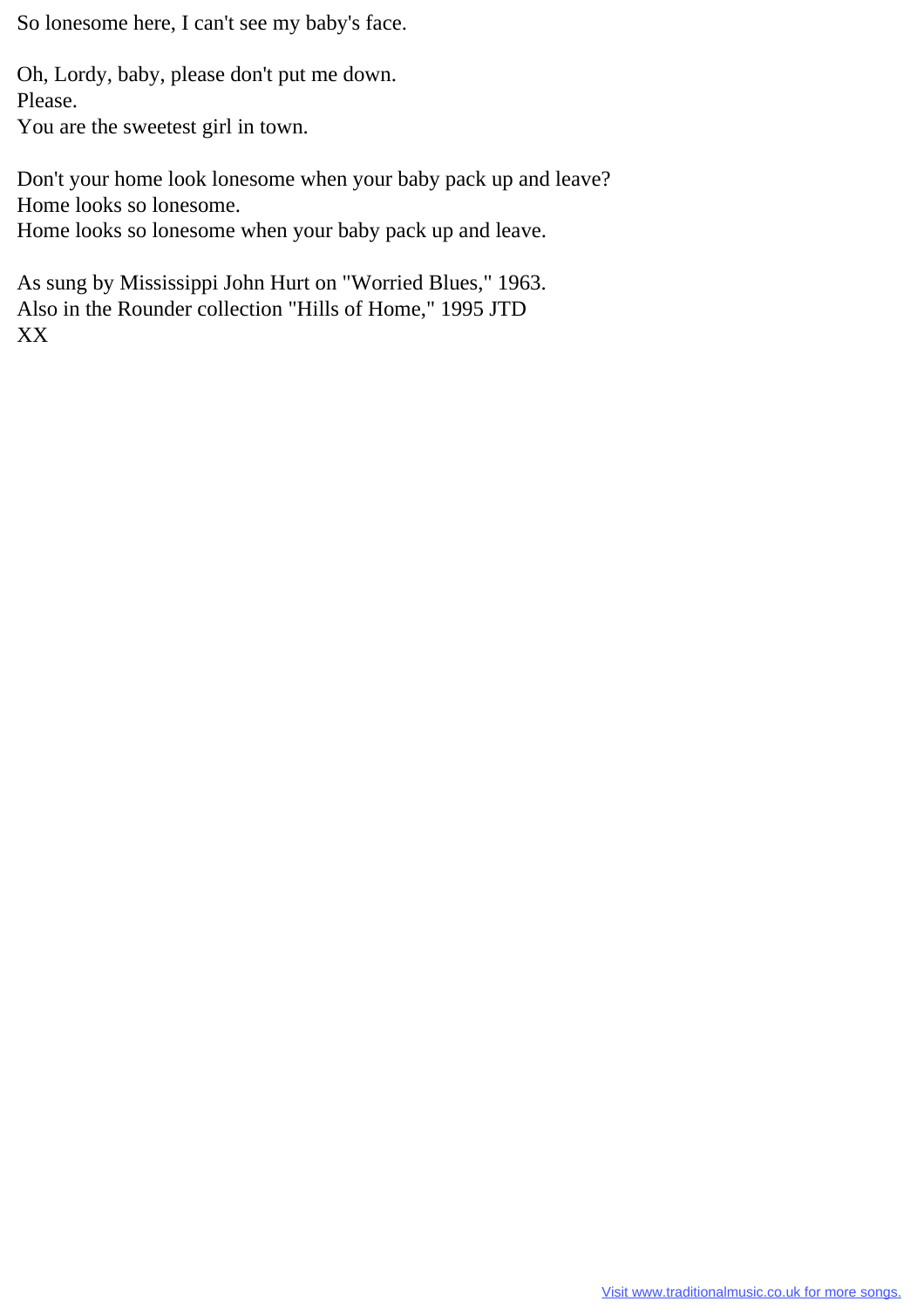So lonesome here, I can't see my baby's face.

Oh, Lordy, baby, please don't put me down.
Please.
You are the sweetest girl in town.

Don't your home look lonesome when your baby pack up and leave?
Home looks so lonesome.
Home looks so lonesome when your baby pack up and leave.

As sung by Mississippi John Hurt on "Worried Blues," 1963.
Also in the Rounder collection "Hills of Home," 1995 JTD
XX